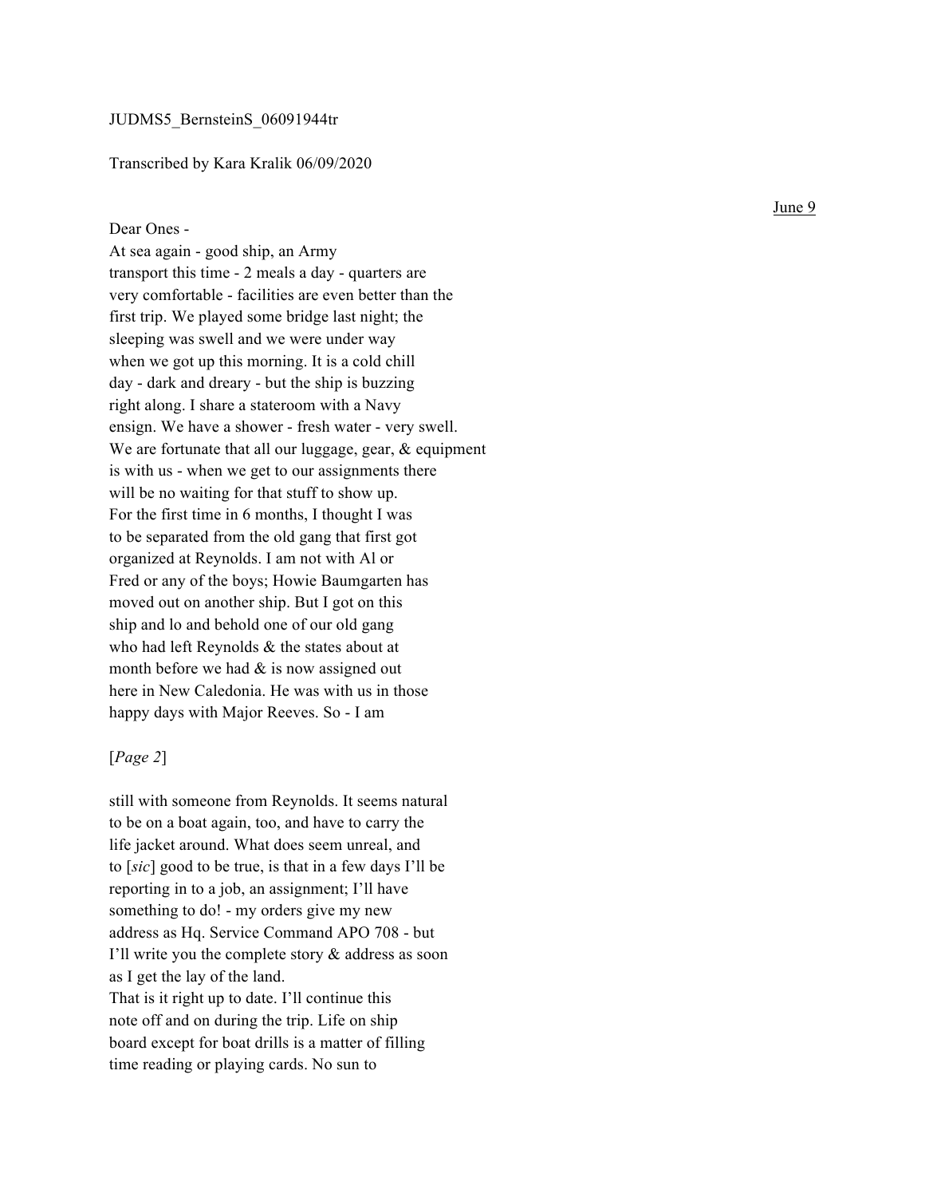JUDMS5_BernsteinS_06091944tr

Transcribed by Kara Kralik 06/09/2020

June 9

Dear Ones -
At sea again - good ship, an Army transport this time - 2 meals a day - quarters are very comfortable - facilities are even better than the first trip. We played some bridge last night; the sleeping was swell and we were under way when we got up this morning. It is a cold chill day - dark and dreary - but the ship is buzzing right along. I share a stateroom with a Navy ensign. We have a shower - fresh water - very swell. We are fortunate that all our luggage, gear, & equipment is with us - when we get to our assignments there will be no waiting for that stuff to show up. For the first time in 6 months, I thought I was to be separated from the old gang that first got organized at Reynolds. I am not with Al or Fred or any of the boys; Howie Baumgarten has moved out on another ship. But I got on this ship and lo and behold one of our old gang who had left Reynolds & the states about at month before we had & is now assigned out here in New Caledonia. He was with us in those happy days with Major Reeves. So - I am

[*Page 2*]

still with someone from Reynolds. It seems natural to be on a boat again, too, and have to carry the life jacket around. What does seem unreal, and to [*sic*] good to be true, is that in a few days I'll be reporting in to a job, an assignment; I'll have something to do! - my orders give my new address as Hq. Service Command APO 708 - but I'll write you the complete story & address as soon as I get the lay of the land.
That is it right up to date. I'll continue this note off and on during the trip. Life on ship board except for boat drills is a matter of filling time reading or playing cards. No sun to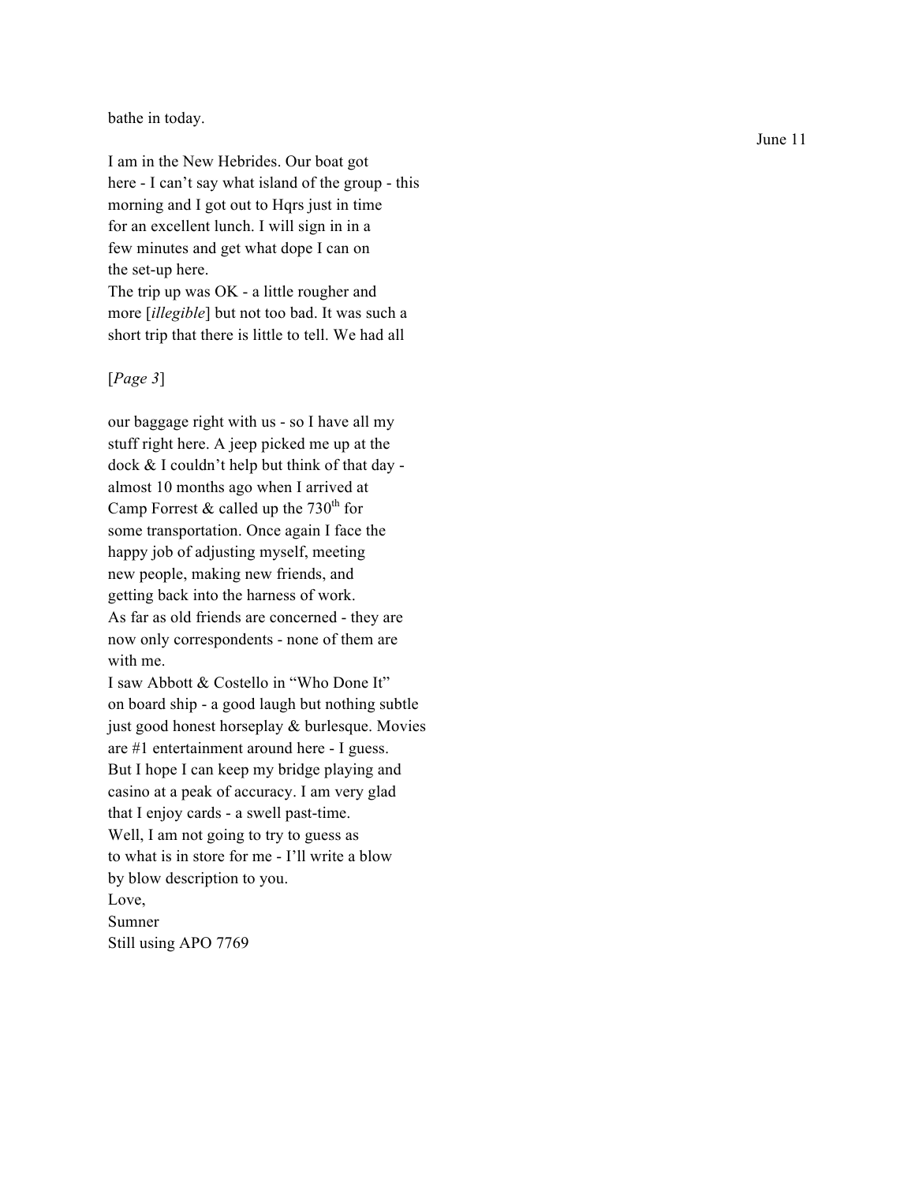bathe in today.

June 11

I am in the New Hebrides. Our boat got here - I can't say what island of the group - this morning and I got out to Hqrs just in time for an excellent lunch. I will sign in in a few minutes and get what dope I can on the set-up here.
The trip up was OK - a little rougher and more [*illegible*] but not too bad. It was such a short trip that there is little to tell. We had all

[*Page 3*]

our baggage right with us - so I have all my stuff right here. A jeep picked me up at the dock & I couldn't help but think of that day - almost 10 months ago when I arrived at Camp Forrest & called up the 730th for some transportation. Once again I face the happy job of adjusting myself, meeting new people, making new friends, and getting back into the harness of work.
As far as old friends are concerned - they are now only correspondents - none of them are with me.
I saw Abbott & Costello in "Who Done It" on board ship - a good laugh but nothing subtle just good honest horseplay & burlesque. Movies are #1 entertainment around here - I guess.
But I hope I can keep my bridge playing and casino at a peak of accuracy. I am very glad that I enjoy cards - a swell past-time.
Well, I am not going to try to guess as to what is in store for me - I'll write a blow by blow description to you.
Love,
Sumner
Still using APO 7769